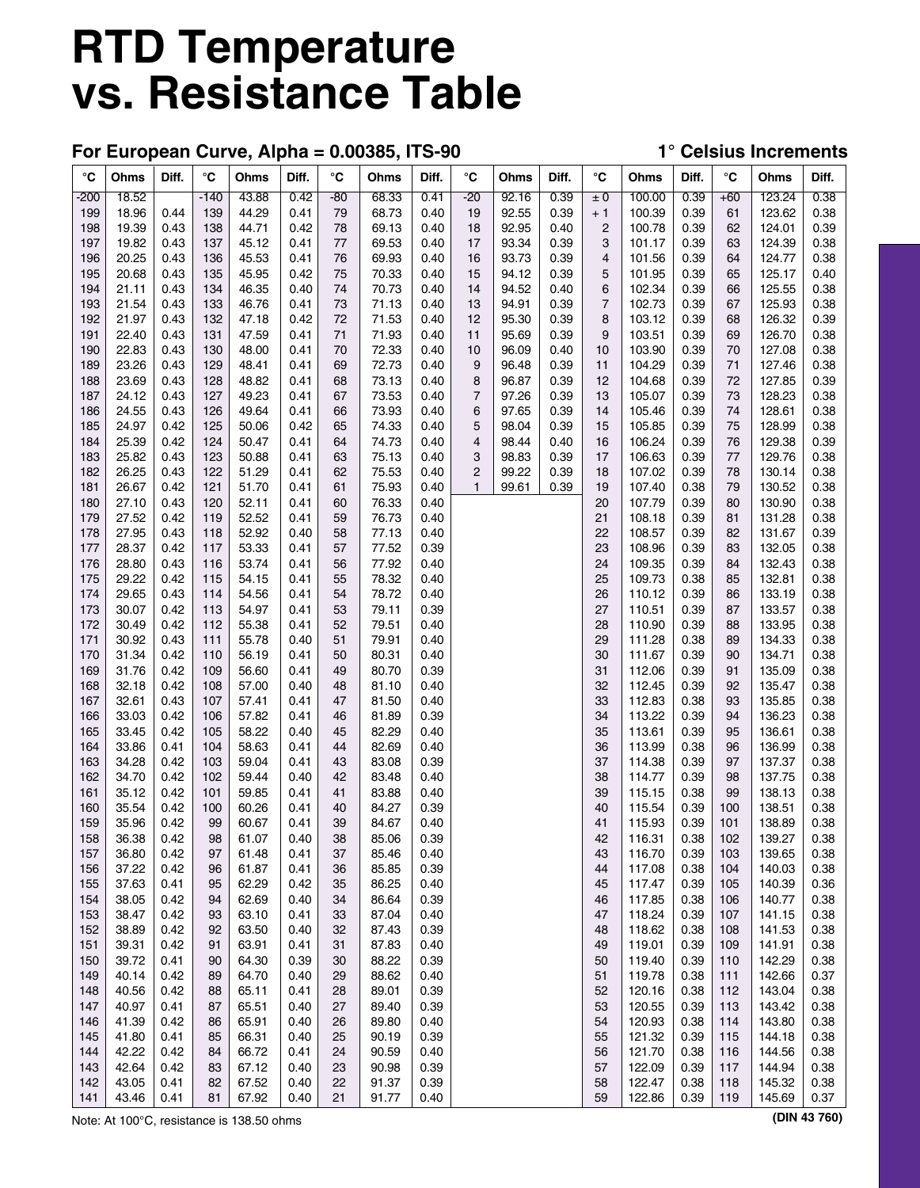# RTD Temperature vs. Resistance Table

## For European Curve, Alpha = 0.00385, ITS-90

**1° Celsius Increments**

| °C | Ohms | Diff. | °C | Ohms | Diff. | °C | Ohms | Diff. | °C | Ohms | Diff. | °C | Ohms | Diff. | °C | Ohms | Diff. |
|---|---|---|---|---|---|---|---|---|---|---|---|---|---|---|---|---|---|
| -200 | 18.52 | | -140 | 43.88 | 0.42 | -80 | 68.33 | 0.41 | -20 | 92.16 | 0.39 | ± 0 | 100.00 | 0.39 | +60 | 123.24 | 0.38 |
| 199 | 18.96 | 0.44 | 139 | 44.29 | 0.41 | 79 | 68.73 | 0.40 | 19 | 92.55 | 0.39 | + 1 | 100.39 | 0.39 | 61 | 123.62 | 0.38 |
| 198 | 19.39 | 0.43 | 138 | 44.71 | 0.42 | 78 | 69.13 | 0.40 | 18 | 92.95 | 0.40 | 2 | 100.78 | 0.39 | 62 | 124.01 | 0.39 |
| 197 | 19.82 | 0.43 | 137 | 45.12 | 0.41 | 77 | 69.53 | 0.40 | 17 | 93.34 | 0.39 | 3 | 101.17 | 0.39 | 63 | 124.39 | 0.38 |
| 196 | 20.25 | 0.43 | 136 | 45.53 | 0.41 | 76 | 69.93 | 0.40 | 16 | 93.73 | 0.39 | 4 | 101.56 | 0.39 | 64 | 124.77 | 0.38 |
| 195 | 20.68 | 0.43 | 135 | 45.95 | 0.42 | 75 | 70.33 | 0.40 | 15 | 94.12 | 0.39 | 5 | 101.95 | 0.39 | 65 | 125.17 | 0.40 |
| 194 | 21.11 | 0.43 | 134 | 46.35 | 0.40 | 74 | 70.73 | 0.40 | 14 | 94.52 | 0.40 | 6 | 102.34 | 0.39 | 66 | 125.55 | 0.38 |
| 193 | 21.54 | 0.43 | 133 | 46.76 | 0.41 | 73 | 71.13 | 0.40 | 13 | 94.91 | 0.39 | 7 | 102.73 | 0.39 | 67 | 125.93 | 0.38 |
| 192 | 21.97 | 0.43 | 132 | 47.18 | 0.42 | 72 | 71.53 | 0.40 | 12 | 95.30 | 0.39 | 8 | 103.12 | 0.39 | 68 | 126.32 | 0.39 |
| 191 | 22.40 | 0.43 | 131 | 47.59 | 0.41 | 71 | 71.93 | 0.40 | 11 | 95.69 | 0.39 | 9 | 103.51 | 0.39 | 69 | 126.70 | 0.38 |
| 190 | 22.83 | 0.43 | 130 | 48.00 | 0.41 | 70 | 72.33 | 0.40 | 10 | 96.09 | 0.40 | 10 | 103.90 | 0.39 | 70 | 127.08 | 0.38 |
| 189 | 23.26 | 0.43 | 129 | 48.41 | 0.41 | 69 | 72.73 | 0.40 | 9 | 96.48 | 0.39 | 11 | 104.29 | 0.39 | 71 | 127.46 | 0.38 |
| 188 | 23.69 | 0.43 | 128 | 48.82 | 0.41 | 68 | 73.13 | 0.40 | 8 | 96.87 | 0.39 | 12 | 104.68 | 0.39 | 72 | 127.85 | 0.39 |
| 187 | 24.12 | 0.43 | 127 | 49.23 | 0.41 | 67 | 73.53 | 0.40 | 7 | 97.26 | 0.39 | 13 | 105.07 | 0.39 | 73 | 128.23 | 0.38 |
| 186 | 24.55 | 0.43 | 126 | 49.64 | 0.41 | 66 | 73.93 | 0.40 | 6 | 97.65 | 0.39 | 14 | 105.46 | 0.39 | 74 | 128.61 | 0.38 |
| 185 | 24.97 | 0.42 | 125 | 50.06 | 0.42 | 65 | 74.33 | 0.40 | 5 | 98.04 | 0.39 | 15 | 105.85 | 0.39 | 75 | 128.99 | 0.38 |
| 184 | 25.39 | 0.42 | 124 | 50.47 | 0.41 | 64 | 74.73 | 0.40 | 4 | 98.44 | 0.40 | 16 | 106.24 | 0.39 | 76 | 129.38 | 0.39 |
| 183 | 25.82 | 0.43 | 123 | 50.88 | 0.41 | 63 | 75.13 | 0.40 | 3 | 98.83 | 0.39 | 17 | 106.63 | 0.39 | 77 | 129.76 | 0.38 |
| 182 | 26.25 | 0.43 | 122 | 51.29 | 0.41 | 62 | 75.53 | 0.40 | 2 | 99.22 | 0.39 | 18 | 107.02 | 0.39 | 78 | 130.14 | 0.38 |
| 181 | 26.67 | 0.42 | 121 | 51.70 | 0.41 | 61 | 75.93 | 0.40 | 1 | 99.61 | 0.39 | 19 | 107.40 | 0.38 | 79 | 130.52 | 0.38 |
| 180 | 27.10 | 0.43 | 120 | 52.11 | 0.41 | 60 | 76.33 | 0.40 | | | | 20 | 107.79 | 0.39 | 80 | 130.90 | 0.38 |
| 179 | 27.52 | 0.42 | 119 | 52.52 | 0.41 | 59 | 76.73 | 0.40 | | | | 21 | 108.18 | 0.39 | 81 | 131.28 | 0.38 |
| 178 | 27.95 | 0.43 | 118 | 52.92 | 0.40 | 58 | 77.13 | 0.40 | | | | 22 | 108.57 | 0.39 | 82 | 131.67 | 0.39 |
| 177 | 28.37 | 0.42 | 117 | 53.33 | 0.41 | 57 | 77.52 | 0.39 | | | | 23 | 108.96 | 0.39 | 83 | 132.05 | 0.38 |
| 176 | 28.80 | 0.43 | 116 | 53.74 | 0.41 | 56 | 77.92 | 0.40 | | | | 24 | 109.35 | 0.39 | 84 | 132.43 | 0.38 |
| 175 | 29.22 | 0.42 | 115 | 54.15 | 0.41 | 55 | 78.32 | 0.40 | | | | 25 | 109.73 | 0.38 | 85 | 132.81 | 0.38 |
| 174 | 29.65 | 0.43 | 114 | 54.56 | 0.41 | 54 | 78.72 | 0.40 | | | | 26 | 110.12 | 0.39 | 86 | 133.19 | 0.38 |
| 173 | 30.07 | 0.42 | 113 | 54.97 | 0.41 | 53 | 79.11 | 0.39 | | | | 27 | 110.51 | 0.39 | 87 | 133.57 | 0.38 |
| 172 | 30.49 | 0.42 | 112 | 55.38 | 0.41 | 52 | 79.51 | 0.40 | | | | 28 | 110.90 | 0.39 | 88 | 133.95 | 0.38 |
| 171 | 30.92 | 0.43 | 111 | 55.78 | 0.40 | 51 | 79.91 | 0.40 | | | | 29 | 111.28 | 0.38 | 89 | 134.33 | 0.38 |
| 170 | 31.34 | 0.42 | 110 | 56.19 | 0.41 | 50 | 80.31 | 0.40 | | | | 30 | 111.67 | 0.39 | 90 | 134.71 | 0.38 |
| 169 | 31.76 | 0.42 | 109 | 56.60 | 0.41 | 49 | 80.70 | 0.39 | | | | 31 | 112.06 | 0.39 | 91 | 135.09 | 0.38 |
| 168 | 32.18 | 0.42 | 108 | 57.00 | 0.40 | 48 | 81.10 | 0.40 | | | | 32 | 112.45 | 0.39 | 92 | 135.47 | 0.38 |
| 167 | 32.61 | 0.43 | 107 | 57.41 | 0.41 | 47 | 81.50 | 0.40 | | | | 33 | 112.83 | 0.38 | 93 | 135.85 | 0.38 |
| 166 | 33.03 | 0.42 | 106 | 57.82 | 0.41 | 46 | 81.89 | 0.39 | | | | 34 | 113.22 | 0.39 | 94 | 136.23 | 0.38 |
| 165 | 33.45 | 0.42 | 105 | 58.22 | 0.40 | 45 | 82.29 | 0.40 | | | | 35 | 113.61 | 0.39 | 95 | 136.61 | 0.38 |
| 164 | 33.86 | 0.41 | 104 | 58.63 | 0.41 | 44 | 82.69 | 0.40 | | | | 36 | 113.99 | 0.38 | 96 | 136.99 | 0.38 |
| 163 | 34.28 | 0.42 | 103 | 59.04 | 0.41 | 43 | 83.08 | 0.39 | | | | 37 | 114.38 | 0.39 | 97 | 137.37 | 0.38 |
| 162 | 34.70 | 0.42 | 102 | 59.44 | 0.40 | 42 | 83.48 | 0.40 | | | | 38 | 114.77 | 0.39 | 98 | 137.75 | 0.38 |
| 161 | 35.12 | 0.42 | 101 | 59.85 | 0.41 | 41 | 83.88 | 0.40 | | | | 39 | 115.15 | 0.38 | 99 | 138.13 | 0.38 |
| 160 | 35.54 | 0.42 | 100 | 60.26 | 0.41 | 40 | 84.27 | 0.39 | | | | 40 | 115.54 | 0.39 | 100 | 138.51 | 0.38 |
| 159 | 35.96 | 0.42 | 99 | 60.67 | 0.41 | 39 | 84.67 | 0.40 | | | | 41 | 115.93 | 0.39 | 101 | 138.89 | 0.38 |
| 158 | 36.38 | 0.42 | 98 | 61.07 | 0.40 | 38 | 85.06 | 0.39 | | | | 42 | 116.31 | 0.38 | 102 | 139.27 | 0.38 |
| 157 | 36.80 | 0.42 | 97 | 61.48 | 0.41 | 37 | 85.46 | 0.40 | | | | 43 | 116.70 | 0.39 | 103 | 139.65 | 0.38 |
| 156 | 37.22 | 0.42 | 96 | 61.87 | 0.41 | 36 | 85.85 | 0.39 | | | | 44 | 117.08 | 0.38 | 104 | 140.03 | 0.38 |
| 155 | 37.63 | 0.41 | 95 | 62.29 | 0.42 | 35 | 86.25 | 0.40 | | | | 45 | 117.47 | 0.39 | 105 | 140.39 | 0.36 |
| 154 | 38.05 | 0.42 | 94 | 62.69 | 0.40 | 34 | 86.64 | 0.39 | | | | 46 | 117.85 | 0.38 | 106 | 140.77 | 0.38 |
| 153 | 38.47 | 0.42 | 93 | 63.10 | 0.41 | 33 | 87.04 | 0.40 | | | | 47 | 118.24 | 0.39 | 107 | 141.15 | 0.38 |
| 152 | 38.89 | 0.42 | 92 | 63.50 | 0.40 | 32 | 87.43 | 0.39 | | | | 48 | 118.62 | 0.38 | 108 | 141.53 | 0.38 |
| 151 | 39.31 | 0.42 | 91 | 63.91 | 0.41 | 31 | 87.83 | 0.40 | | | | 49 | 119.01 | 0.39 | 109 | 141.91 | 0.38 |
| 150 | 39.72 | 0.41 | 90 | 64.30 | 0.39 | 30 | 88.22 | 0.39 | | | | 50 | 119.40 | 0.39 | 110 | 142.29 | 0.38 |
| 149 | 40.14 | 0.42 | 89 | 64.70 | 0.40 | 29 | 88.62 | 0.40 | | | | 51 | 119.78 | 0.38 | 111 | 142.66 | 0.37 |
| 148 | 40.56 | 0.42 | 88 | 65.11 | 0.41 | 28 | 89.01 | 0.39 | | | | 52 | 120.16 | 0.38 | 112 | 143.04 | 0.38 |
| 147 | 40.97 | 0.41 | 87 | 65.51 | 0.40 | 27 | 89.40 | 0.39 | | | | 53 | 120.55 | 0.39 | 113 | 143.42 | 0.38 |
| 146 | 41.39 | 0.42 | 86 | 65.91 | 0.40 | 26 | 89.80 | 0.40 | | | | 54 | 120.93 | 0.38 | 114 | 143.80 | 0.38 |
| 145 | 41.80 | 0.41 | 85 | 66.31 | 0.40 | 25 | 90.19 | 0.39 | | | | 55 | 121.32 | 0.39 | 115 | 144.18 | 0.38 |
| 144 | 42.22 | 0.42 | 84 | 66.72 | 0.41 | 24 | 90.59 | 0.40 | | | | 56 | 121.70 | 0.38 | 116 | 144.56 | 0.38 |
| 143 | 42.64 | 0.42 | 83 | 67.12 | 0.40 | 23 | 90.98 | 0.39 | | | | 57 | 122.09 | 0.39 | 117 | 144.94 | 0.38 |
| 142 | 43.05 | 0.41 | 82 | 67.52 | 0.40 | 22 | 91.37 | 0.39 | | | | 58 | 122.47 | 0.38 | 118 | 145.32 | 0.38 |
| 141 | 43.46 | 0.41 | 81 | 67.92 | 0.40 | 21 | 91.77 | 0.40 | | | | 59 | 122.86 | 0.39 | 119 | 145.69 | 0.37 |

Note: At 100°C, resistance is 138.50 ohms

**(DIN 43 760)**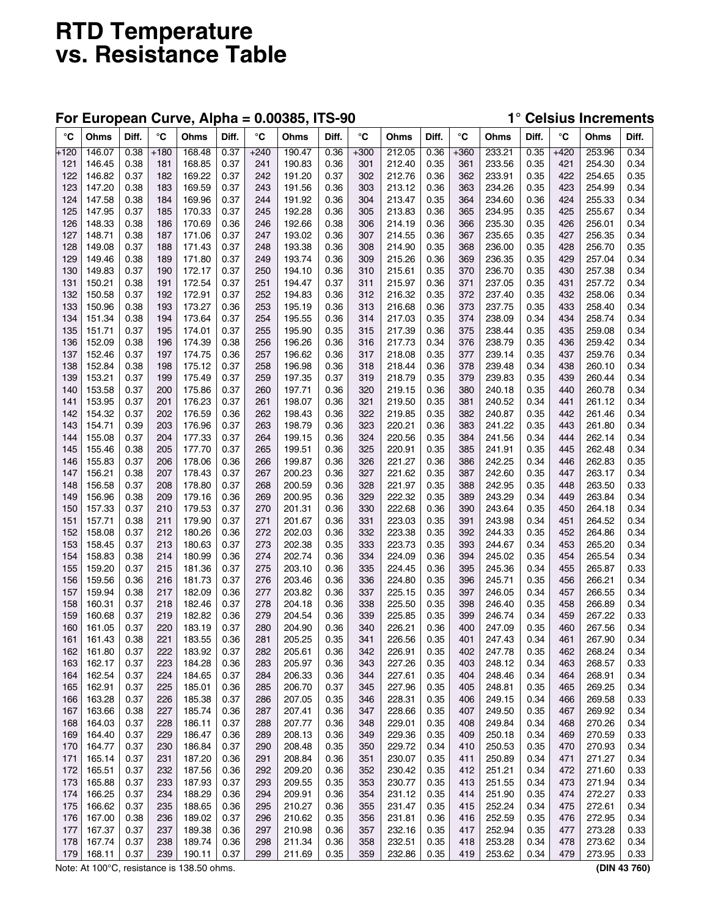# RTD Temperature vs. Resistance Table

## For European Curve, Alpha = 0.00385, ITS-90

**1° Celsius Increments**

| °C | Ohms | Diff. | °C | Ohms | Diff. | °C | Ohms | Diff. | °C | Ohms | Diff. | °C | Ohms | Diff. | °C | Ohms | Diff. |
|---|---|---|---|---|---|---|---|---|---|---|---|---|---|---|---|---|---|
| +120 | 146.07 | 0.38 | +180 | 168.48 | 0.37 | +240 | 190.47 | 0.36 | +300 | 212.05 | 0.36 | +360 | 233.21 | 0.35 | +420 | 253.96 | 0.34 |
| 121 | 146.45 | 0.38 | 181 | 168.85 | 0.37 | 241 | 190.83 | 0.36 | 301 | 212.40 | 0.35 | 361 | 233.56 | 0.35 | 421 | 254.30 | 0.34 |
| 122 | 146.82 | 0.37 | 182 | 169.22 | 0.37 | 242 | 191.20 | 0.37 | 302 | 212.76 | 0.36 | 362 | 233.91 | 0.35 | 422 | 254.65 | 0.35 |
| 123 | 147.20 | 0.38 | 183 | 169.59 | 0.37 | 243 | 191.56 | 0.36 | 303 | 213.12 | 0.36 | 363 | 234.26 | 0.35 | 423 | 254.99 | 0.34 |
| 124 | 147.58 | 0.38 | 184 | 169.96 | 0.37 | 244 | 191.92 | 0.36 | 304 | 213.47 | 0.35 | 364 | 234.60 | 0.36 | 424 | 255.33 | 0.34 |
| 125 | 147.95 | 0.37 | 185 | 170.33 | 0.37 | 245 | 192.28 | 0.36 | 305 | 213.83 | 0.36 | 365 | 234.95 | 0.35 | 425 | 255.67 | 0.34 |
| 126 | 148.33 | 0.38 | 186 | 170.69 | 0.36 | 246 | 192.66 | 0.38 | 306 | 214.19 | 0.36 | 366 | 235.30 | 0.35 | 426 | 256.01 | 0.34 |
| 127 | 148.71 | 0.38 | 187 | 171.06 | 0.37 | 247 | 193.02 | 0.36 | 307 | 214.55 | 0.36 | 367 | 235.65 | 0.35 | 427 | 256.35 | 0.34 |
| 128 | 149.08 | 0.37 | 188 | 171.43 | 0.37 | 248 | 193.38 | 0.36 | 308 | 214.90 | 0.35 | 368 | 236.00 | 0.35 | 428 | 256.70 | 0.35 |
| 129 | 149.46 | 0.38 | 189 | 171.80 | 0.37 | 249 | 193.74 | 0.36 | 309 | 215.26 | 0.36 | 369 | 236.35 | 0.35 | 429 | 257.04 | 0.34 |
| 130 | 149.83 | 0.37 | 190 | 172.17 | 0.37 | 250 | 194.10 | 0.36 | 310 | 215.61 | 0.35 | 370 | 236.70 | 0.35 | 430 | 257.38 | 0.34 |
| 131 | 150.21 | 0.38 | 191 | 172.54 | 0.37 | 251 | 194.47 | 0.37 | 311 | 215.97 | 0.36 | 371 | 237.05 | 0.35 | 431 | 257.72 | 0.34 |
| 132 | 150.58 | 0.37 | 192 | 172.91 | 0.37 | 252 | 194.83 | 0.36 | 312 | 216.32 | 0.35 | 372 | 237.40 | 0.35 | 432 | 258.06 | 0.34 |
| 133 | 150.96 | 0.38 | 193 | 173.27 | 0.36 | 253 | 195.19 | 0.36 | 313 | 216.68 | 0.36 | 373 | 237.75 | 0.35 | 433 | 258.40 | 0.34 |
| 134 | 151.34 | 0.38 | 194 | 173.64 | 0.37 | 254 | 195.55 | 0.36 | 314 | 217.03 | 0.35 | 374 | 238.09 | 0.34 | 434 | 258.74 | 0.34 |
| 135 | 151.71 | 0.37 | 195 | 174.01 | 0.37 | 255 | 195.90 | 0.35 | 315 | 217.39 | 0.36 | 375 | 238.44 | 0.35 | 435 | 259.08 | 0.34 |
| 136 | 152.09 | 0.38 | 196 | 174.39 | 0.38 | 256 | 196.26 | 0.36 | 316 | 217.73 | 0.34 | 376 | 238.79 | 0.35 | 436 | 259.42 | 0.34 |
| 137 | 152.46 | 0.37 | 197 | 174.75 | 0.36 | 257 | 196.62 | 0.36 | 317 | 218.08 | 0.35 | 377 | 239.14 | 0.35 | 437 | 259.76 | 0.34 |
| 138 | 152.84 | 0.38 | 198 | 175.12 | 0.37 | 258 | 196.98 | 0.36 | 318 | 218.44 | 0.36 | 378 | 239.48 | 0.34 | 438 | 260.10 | 0.34 |
| 139 | 153.21 | 0.37 | 199 | 175.49 | 0.37 | 259 | 197.35 | 0.37 | 319 | 218.79 | 0.35 | 379 | 239.83 | 0.35 | 439 | 260.44 | 0.34 |
| 140 | 153.58 | 0.37 | 200 | 175.86 | 0.37 | 260 | 197.71 | 0.36 | 320 | 219.15 | 0.36 | 380 | 240.18 | 0.35 | 440 | 260.78 | 0.34 |
| 141 | 153.95 | 0.37 | 201 | 176.23 | 0.37 | 261 | 198.07 | 0.36 | 321 | 219.50 | 0.35 | 381 | 240.52 | 0.34 | 441 | 261.12 | 0.34 |
| 142 | 154.32 | 0.37 | 202 | 176.59 | 0.36 | 262 | 198.43 | 0.36 | 322 | 219.85 | 0.35 | 382 | 240.87 | 0.35 | 442 | 261.46 | 0.34 |
| 143 | 154.71 | 0.39 | 203 | 176.96 | 0.37 | 263 | 198.79 | 0.36 | 323 | 220.21 | 0.36 | 383 | 241.22 | 0.35 | 443 | 261.80 | 0.34 |
| 144 | 155.08 | 0.37 | 204 | 177.33 | 0.37 | 264 | 199.15 | 0.36 | 324 | 220.56 | 0.35 | 384 | 241.56 | 0.34 | 444 | 262.14 | 0.34 |
| 145 | 155.46 | 0.38 | 205 | 177.70 | 0.37 | 265 | 199.51 | 0.36 | 325 | 220.91 | 0.35 | 385 | 241.91 | 0.35 | 445 | 262.48 | 0.34 |
| 146 | 155.83 | 0.37 | 206 | 178.06 | 0.36 | 266 | 199.87 | 0.36 | 326 | 221.27 | 0.36 | 386 | 242.25 | 0.34 | 446 | 262.83 | 0.35 |
| 147 | 156.21 | 0.38 | 207 | 178.43 | 0.37 | 267 | 200.23 | 0.36 | 327 | 221.62 | 0.35 | 387 | 242.60 | 0.35 | 447 | 263.17 | 0.34 |
| 148 | 156.58 | 0.37 | 208 | 178.80 | 0.37 | 268 | 200.59 | 0.36 | 328 | 221.97 | 0.35 | 388 | 242.95 | 0.35 | 448 | 263.50 | 0.33 |
| 149 | 156.96 | 0.38 | 209 | 179.16 | 0.36 | 269 | 200.95 | 0.36 | 329 | 222.32 | 0.35 | 389 | 243.29 | 0.34 | 449 | 263.84 | 0.34 |
| 150 | 157.33 | 0.37 | 210 | 179.53 | 0.37 | 270 | 201.31 | 0.36 | 330 | 222.68 | 0.36 | 390 | 243.64 | 0.35 | 450 | 264.18 | 0.34 |
| 151 | 157.71 | 0.38 | 211 | 179.90 | 0.37 | 271 | 201.67 | 0.36 | 331 | 223.03 | 0.35 | 391 | 243.98 | 0.34 | 451 | 264.52 | 0.34 |
| 152 | 158.08 | 0.37 | 212 | 180.26 | 0.36 | 272 | 202.03 | 0.36 | 332 | 223.38 | 0.35 | 392 | 244.33 | 0.35 | 452 | 264.86 | 0.34 |
| 153 | 158.45 | 0.37 | 213 | 180.63 | 0.37 | 273 | 202.38 | 0.35 | 333 | 223.73 | 0.35 | 393 | 244.67 | 0.34 | 453 | 265.20 | 0.34 |
| 154 | 158.83 | 0.38 | 214 | 180.99 | 0.36 | 274 | 202.74 | 0.36 | 334 | 224.09 | 0.36 | 394 | 245.02 | 0.35 | 454 | 265.54 | 0.34 |
| 155 | 159.20 | 0.37 | 215 | 181.36 | 0.37 | 275 | 203.10 | 0.36 | 335 | 224.45 | 0.36 | 395 | 245.36 | 0.34 | 455 | 265.87 | 0.33 |
| 156 | 159.56 | 0.36 | 216 | 181.73 | 0.37 | 276 | 203.46 | 0.36 | 336 | 224.80 | 0.35 | 396 | 245.71 | 0.35 | 456 | 266.21 | 0.34 |
| 157 | 159.94 | 0.38 | 217 | 182.09 | 0.36 | 277 | 203.82 | 0.36 | 337 | 225.15 | 0.35 | 397 | 246.05 | 0.34 | 457 | 266.55 | 0.34 |
| 158 | 160.31 | 0.37 | 218 | 182.46 | 0.37 | 278 | 204.18 | 0.36 | 338 | 225.50 | 0.35 | 398 | 246.40 | 0.35 | 458 | 266.89 | 0.34 |
| 159 | 160.68 | 0.37 | 219 | 182.82 | 0.36 | 279 | 204.54 | 0.36 | 339 | 225.85 | 0.35 | 399 | 246.74 | 0.34 | 459 | 267.22 | 0.33 |
| 160 | 161.05 | 0.37 | 220 | 183.19 | 0.37 | 280 | 204.90 | 0.36 | 340 | 226.21 | 0.36 | 400 | 247.09 | 0.35 | 460 | 267.56 | 0.34 |
| 161 | 161.43 | 0.38 | 221 | 183.55 | 0.36 | 281 | 205.25 | 0.35 | 341 | 226.56 | 0.35 | 401 | 247.43 | 0.34 | 461 | 267.90 | 0.34 |
| 162 | 161.80 | 0.37 | 222 | 183.92 | 0.37 | 282 | 205.61 | 0.36 | 342 | 226.91 | 0.35 | 402 | 247.78 | 0.35 | 462 | 268.24 | 0.34 |
| 163 | 162.17 | 0.37 | 223 | 184.28 | 0.36 | 283 | 205.97 | 0.36 | 343 | 227.26 | 0.35 | 403 | 248.12 | 0.34 | 463 | 268.57 | 0.33 |
| 164 | 162.54 | 0.37 | 224 | 184.65 | 0.37 | 284 | 206.33 | 0.36 | 344 | 227.61 | 0.35 | 404 | 248.46 | 0.34 | 464 | 268.91 | 0.34 |
| 165 | 162.91 | 0.37 | 225 | 185.01 | 0.36 | 285 | 206.70 | 0.37 | 345 | 227.96 | 0.35 | 405 | 248.81 | 0.35 | 465 | 269.25 | 0.34 |
| 166 | 163.28 | 0.37 | 226 | 185.38 | 0.37 | 286 | 207.05 | 0.35 | 346 | 228.31 | 0.35 | 406 | 249.15 | 0.34 | 466 | 269.58 | 0.33 |
| 167 | 163.66 | 0.38 | 227 | 185.74 | 0.36 | 287 | 207.41 | 0.36 | 347 | 228.66 | 0.35 | 407 | 249.50 | 0.35 | 467 | 269.92 | 0.34 |
| 168 | 164.03 | 0.37 | 228 | 186.11 | 0.37 | 288 | 207.77 | 0.36 | 348 | 229.01 | 0.35 | 408 | 249.84 | 0.34 | 468 | 270.26 | 0.34 |
| 169 | 164.40 | 0.37 | 229 | 186.47 | 0.36 | 289 | 208.13 | 0.36 | 349 | 229.36 | 0.35 | 409 | 250.18 | 0.34 | 469 | 270.59 | 0.33 |
| 170 | 164.77 | 0.37 | 230 | 186.84 | 0.37 | 290 | 208.48 | 0.35 | 350 | 229.72 | 0.34 | 410 | 250.53 | 0.35 | 470 | 270.93 | 0.34 |
| 171 | 165.14 | 0.37 | 231 | 187.20 | 0.36 | 291 | 208.84 | 0.36 | 351 | 230.07 | 0.35 | 411 | 250.89 | 0.34 | 471 | 271.27 | 0.34 |
| 172 | 165.51 | 0.37 | 232 | 187.56 | 0.36 | 292 | 209.20 | 0.36 | 352 | 230.42 | 0.35 | 412 | 251.21 | 0.34 | 472 | 271.60 | 0.33 |
| 173 | 165.88 | 0.37 | 233 | 187.93 | 0.37 | 293 | 209.55 | 0.35 | 353 | 230.77 | 0.35 | 413 | 251.55 | 0.34 | 473 | 271.94 | 0.34 |
| 174 | 166.25 | 0.37 | 234 | 188.29 | 0.36 | 294 | 209.91 | 0.36 | 354 | 231.12 | 0.35 | 414 | 251.90 | 0.35 | 474 | 272.27 | 0.33 |
| 175 | 166.62 | 0.37 | 235 | 188.65 | 0.36 | 295 | 210.27 | 0.36 | 355 | 231.47 | 0.35 | 415 | 252.24 | 0.34 | 475 | 272.61 | 0.34 |
| 176 | 167.00 | 0.38 | 236 | 189.02 | 0.37 | 296 | 210.62 | 0.35 | 356 | 231.81 | 0.36 | 416 | 252.59 | 0.35 | 476 | 272.95 | 0.34 |
| 177 | 167.37 | 0.37 | 237 | 189.38 | 0.36 | 297 | 210.98 | 0.36 | 357 | 232.16 | 0.35 | 417 | 252.94 | 0.35 | 477 | 273.28 | 0.33 |
| 178 | 167.74 | 0.37 | 238 | 189.74 | 0.36 | 298 | 211.34 | 0.36 | 358 | 232.51 | 0.35 | 418 | 253.28 | 0.34 | 478 | 273.62 | 0.34 |
| 179 | 168.11 | 0.37 | 239 | 190.11 | 0.37 | 299 | 211.69 | 0.35 | 359 | 232.86 | 0.35 | 419 | 253.62 | 0.34 | 479 | 273.95 | 0.33 |

Note: At 100°C, resistance is 138.50 ohms.

**(DIN 43 760)**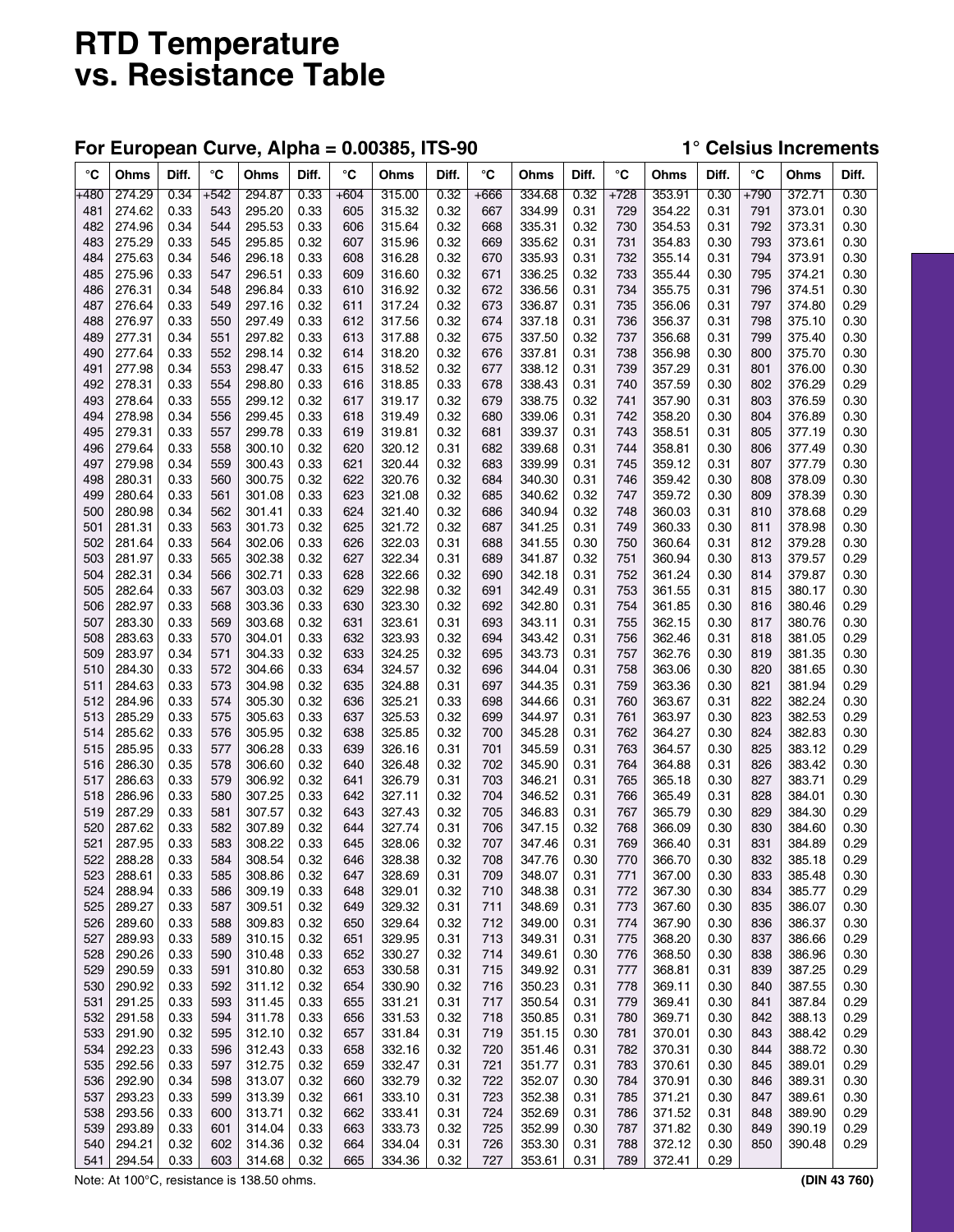# RTD Temperature vs. Resistance Table

## For European Curve, Alpha = 0.00385, ITS-90

**1° Celsius Increments**

| °C | Ohms | Diff. | °C | Ohms | Diff. | °C | Ohms | Diff. | °C | Ohms | Diff. | °C | Ohms | Diff. | °C | Ohms | Diff. |
|---|---|---|---|---|---|---|---|---|---|---|---|---|---|---|---|---|---|
| +480 | 274.29 | 0.34 | +542 | 294.87 | 0.33 | +604 | 315.00 | 0.32 | +666 | 334.68 | 0.32 | +728 | 353.91 | 0.30 | +790 | 372.71 | 0.30 |
| 481 | 274.62 | 0.33 | 543 | 295.20 | 0.33 | 605 | 315.32 | 0.32 | 667 | 334.99 | 0.31 | 729 | 354.22 | 0.31 | 791 | 373.01 | 0.30 |
| 482 | 274.96 | 0.34 | 544 | 295.53 | 0.33 | 606 | 315.64 | 0.32 | 668 | 335.31 | 0.32 | 730 | 354.53 | 0.31 | 792 | 373.31 | 0.30 |
| 483 | 275.29 | 0.33 | 545 | 295.85 | 0.32 | 607 | 315.96 | 0.32 | 669 | 335.62 | 0.31 | 731 | 354.83 | 0.30 | 793 | 373.61 | 0.30 |
| 484 | 275.63 | 0.34 | 546 | 296.18 | 0.33 | 608 | 316.28 | 0.32 | 670 | 335.93 | 0.31 | 732 | 355.14 | 0.31 | 794 | 373.91 | 0.30 |
| 485 | 275.96 | 0.33 | 547 | 296.51 | 0.33 | 609 | 316.60 | 0.32 | 671 | 336.25 | 0.32 | 733 | 355.44 | 0.30 | 795 | 374.21 | 0.30 |
| 486 | 276.31 | 0.34 | 548 | 296.84 | 0.33 | 610 | 316.92 | 0.32 | 672 | 336.56 | 0.31 | 734 | 355.75 | 0.31 | 796 | 374.51 | 0.30 |
| 487 | 276.64 | 0.33 | 549 | 297.16 | 0.32 | 611 | 317.24 | 0.32 | 673 | 336.87 | 0.31 | 735 | 356.06 | 0.31 | 797 | 374.80 | 0.29 |
| 488 | 276.97 | 0.33 | 550 | 297.49 | 0.33 | 612 | 317.56 | 0.32 | 674 | 337.18 | 0.31 | 736 | 356.37 | 0.31 | 798 | 375.10 | 0.30 |
| 489 | 277.31 | 0.34 | 551 | 297.82 | 0.33 | 613 | 317.88 | 0.32 | 675 | 337.50 | 0.32 | 737 | 356.68 | 0.31 | 799 | 375.40 | 0.30 |
| 490 | 277.64 | 0.33 | 552 | 298.14 | 0.32 | 614 | 318.20 | 0.32 | 676 | 337.81 | 0.31 | 738 | 356.98 | 0.30 | 800 | 375.70 | 0.30 |
| 491 | 277.98 | 0.34 | 553 | 298.47 | 0.33 | 615 | 318.52 | 0.32 | 677 | 338.12 | 0.31 | 739 | 357.29 | 0.31 | 801 | 376.00 | 0.30 |
| 492 | 278.31 | 0.33 | 554 | 298.80 | 0.33 | 616 | 318.85 | 0.33 | 678 | 338.43 | 0.31 | 740 | 357.59 | 0.30 | 802 | 376.29 | 0.29 |
| 493 | 278.64 | 0.33 | 555 | 299.12 | 0.32 | 617 | 319.17 | 0.32 | 679 | 338.75 | 0.32 | 741 | 357.90 | 0.31 | 803 | 376.59 | 0.30 |
| 494 | 278.98 | 0.34 | 556 | 299.45 | 0.33 | 618 | 319.49 | 0.32 | 680 | 339.06 | 0.31 | 742 | 358.20 | 0.30 | 804 | 376.89 | 0.30 |
| 495 | 279.31 | 0.33 | 557 | 299.78 | 0.33 | 619 | 319.81 | 0.32 | 681 | 339.37 | 0.31 | 743 | 358.51 | 0.31 | 805 | 377.19 | 0.30 |
| 496 | 279.64 | 0.33 | 558 | 300.10 | 0.32 | 620 | 320.12 | 0.31 | 682 | 339.68 | 0.31 | 744 | 358.81 | 0.30 | 806 | 377.49 | 0.30 |
| 497 | 279.98 | 0.34 | 559 | 300.43 | 0.33 | 621 | 320.44 | 0.32 | 683 | 339.99 | 0.31 | 745 | 359.12 | 0.31 | 807 | 377.79 | 0.30 |
| 498 | 280.31 | 0.33 | 560 | 300.75 | 0.32 | 622 | 320.76 | 0.32 | 684 | 340.30 | 0.31 | 746 | 359.42 | 0.30 | 808 | 378.09 | 0.30 |
| 499 | 280.64 | 0.33 | 561 | 301.08 | 0.33 | 623 | 321.08 | 0.32 | 685 | 340.62 | 0.32 | 747 | 359.72 | 0.30 | 809 | 378.39 | 0.30 |
| 500 | 280.98 | 0.34 | 562 | 301.41 | 0.33 | 624 | 321.40 | 0.32 | 686 | 340.94 | 0.32 | 748 | 360.03 | 0.31 | 810 | 378.68 | 0.29 |
| 501 | 281.31 | 0.33 | 563 | 301.73 | 0.32 | 625 | 321.72 | 0.32 | 687 | 341.25 | 0.31 | 749 | 360.33 | 0.30 | 811 | 378.98 | 0.30 |
| 502 | 281.64 | 0.33 | 564 | 302.06 | 0.33 | 626 | 322.03 | 0.31 | 688 | 341.55 | 0.30 | 750 | 360.64 | 0.31 | 812 | 379.28 | 0.30 |
| 503 | 281.97 | 0.33 | 565 | 302.38 | 0.32 | 627 | 322.34 | 0.31 | 689 | 341.87 | 0.32 | 751 | 360.94 | 0.30 | 813 | 379.57 | 0.29 |
| 504 | 282.31 | 0.34 | 566 | 302.71 | 0.33 | 628 | 322.66 | 0.32 | 690 | 342.18 | 0.31 | 752 | 361.24 | 0.30 | 814 | 379.87 | 0.30 |
| 505 | 282.64 | 0.33 | 567 | 303.03 | 0.32 | 629 | 322.98 | 0.32 | 691 | 342.49 | 0.31 | 753 | 361.55 | 0.31 | 815 | 380.17 | 0.30 |
| 506 | 282.97 | 0.33 | 568 | 303.36 | 0.33 | 630 | 323.30 | 0.32 | 692 | 342.80 | 0.31 | 754 | 361.85 | 0.30 | 816 | 380.46 | 0.29 |
| 507 | 283.30 | 0.33 | 569 | 303.68 | 0.32 | 631 | 323.61 | 0.31 | 693 | 343.11 | 0.31 | 755 | 362.15 | 0.30 | 817 | 380.76 | 0.30 |
| 508 | 283.63 | 0.33 | 570 | 304.01 | 0.33 | 632 | 323.93 | 0.32 | 694 | 343.42 | 0.31 | 756 | 362.46 | 0.31 | 818 | 381.05 | 0.29 |
| 509 | 283.97 | 0.34 | 571 | 304.33 | 0.32 | 633 | 324.25 | 0.32 | 695 | 343.73 | 0.31 | 757 | 362.76 | 0.30 | 819 | 381.35 | 0.30 |
| 510 | 284.30 | 0.33 | 572 | 304.66 | 0.33 | 634 | 324.57 | 0.32 | 696 | 344.04 | 0.31 | 758 | 363.06 | 0.30 | 820 | 381.65 | 0.30 |
| 511 | 284.63 | 0.33 | 573 | 304.98 | 0.32 | 635 | 324.88 | 0.31 | 697 | 344.35 | 0.31 | 759 | 363.36 | 0.30 | 821 | 381.94 | 0.29 |
| 512 | 284.96 | 0.33 | 574 | 305.30 | 0.32 | 636 | 325.21 | 0.33 | 698 | 344.66 | 0.31 | 760 | 363.67 | 0.31 | 822 | 382.24 | 0.30 |
| 513 | 285.29 | 0.33 | 575 | 305.63 | 0.33 | 637 | 325.53 | 0.32 | 699 | 344.97 | 0.31 | 761 | 363.97 | 0.30 | 823 | 382.53 | 0.29 |
| 514 | 285.62 | 0.33 | 576 | 305.95 | 0.32 | 638 | 325.85 | 0.32 | 700 | 345.28 | 0.31 | 762 | 364.27 | 0.30 | 824 | 382.83 | 0.30 |
| 515 | 285.95 | 0.33 | 577 | 306.28 | 0.33 | 639 | 326.16 | 0.31 | 701 | 345.59 | 0.31 | 763 | 364.57 | 0.30 | 825 | 383.12 | 0.29 |
| 516 | 286.30 | 0.35 | 578 | 306.60 | 0.32 | 640 | 326.48 | 0.32 | 702 | 345.90 | 0.31 | 764 | 364.88 | 0.31 | 826 | 383.42 | 0.30 |
| 517 | 286.63 | 0.33 | 579 | 306.92 | 0.32 | 641 | 326.79 | 0.31 | 703 | 346.21 | 0.31 | 765 | 365.18 | 0.30 | 827 | 383.71 | 0.29 |
| 518 | 286.96 | 0.33 | 580 | 307.25 | 0.33 | 642 | 327.11 | 0.32 | 704 | 346.52 | 0.31 | 766 | 365.49 | 0.31 | 828 | 384.01 | 0.30 |
| 519 | 287.29 | 0.33 | 581 | 307.57 | 0.32 | 643 | 327.43 | 0.32 | 705 | 346.83 | 0.31 | 767 | 365.79 | 0.30 | 829 | 384.30 | 0.29 |
| 520 | 287.62 | 0.33 | 582 | 307.89 | 0.32 | 644 | 327.74 | 0.31 | 706 | 347.15 | 0.32 | 768 | 366.09 | 0.30 | 830 | 384.60 | 0.30 |
| 521 | 287.95 | 0.33 | 583 | 308.22 | 0.33 | 645 | 328.06 | 0.32 | 707 | 347.46 | 0.31 | 769 | 366.40 | 0.31 | 831 | 384.89 | 0.29 |
| 522 | 288.28 | 0.33 | 584 | 308.54 | 0.32 | 646 | 328.38 | 0.32 | 708 | 347.76 | 0.30 | 770 | 366.70 | 0.30 | 832 | 385.18 | 0.29 |
| 523 | 288.61 | 0.33 | 585 | 308.86 | 0.32 | 647 | 328.69 | 0.31 | 709 | 348.07 | 0.31 | 771 | 367.00 | 0.30 | 833 | 385.48 | 0.30 |
| 524 | 288.94 | 0.33 | 586 | 309.19 | 0.33 | 648 | 329.01 | 0.32 | 710 | 348.38 | 0.31 | 772 | 367.30 | 0.30 | 834 | 385.77 | 0.29 |
| 525 | 289.27 | 0.33 | 587 | 309.51 | 0.32 | 649 | 329.32 | 0.31 | 711 | 348.69 | 0.31 | 773 | 367.60 | 0.30 | 835 | 386.07 | 0.30 |
| 526 | 289.60 | 0.33 | 588 | 309.83 | 0.32 | 650 | 329.64 | 0.32 | 712 | 349.00 | 0.31 | 774 | 367.90 | 0.30 | 836 | 386.37 | 0.30 |
| 527 | 289.93 | 0.33 | 589 | 310.15 | 0.32 | 651 | 329.95 | 0.31 | 713 | 349.31 | 0.31 | 775 | 368.20 | 0.30 | 837 | 386.66 | 0.29 |
| 528 | 290.26 | 0.33 | 590 | 310.48 | 0.33 | 652 | 330.27 | 0.32 | 714 | 349.61 | 0.30 | 776 | 368.50 | 0.30 | 838 | 386.96 | 0.30 |
| 529 | 290.59 | 0.33 | 591 | 310.80 | 0.32 | 653 | 330.58 | 0.31 | 715 | 349.92 | 0.31 | 777 | 368.81 | 0.31 | 839 | 387.25 | 0.29 |
| 530 | 290.92 | 0.33 | 592 | 311.12 | 0.32 | 654 | 330.90 | 0.32 | 716 | 350.23 | 0.31 | 778 | 369.11 | 0.30 | 840 | 387.55 | 0.30 |
| 531 | 291.25 | 0.33 | 593 | 311.45 | 0.33 | 655 | 331.21 | 0.31 | 717 | 350.54 | 0.31 | 779 | 369.41 | 0.30 | 841 | 387.84 | 0.29 |
| 532 | 291.58 | 0.33 | 594 | 311.78 | 0.33 | 656 | 331.53 | 0.32 | 718 | 350.85 | 0.31 | 780 | 369.71 | 0.30 | 842 | 388.13 | 0.29 |
| 533 | 291.90 | 0.32 | 595 | 312.10 | 0.32 | 657 | 331.84 | 0.31 | 719 | 351.15 | 0.30 | 781 | 370.01 | 0.30 | 843 | 388.42 | 0.29 |
| 534 | 292.23 | 0.33 | 596 | 312.43 | 0.33 | 658 | 332.16 | 0.32 | 720 | 351.46 | 0.31 | 782 | 370.31 | 0.30 | 844 | 388.72 | 0.30 |
| 535 | 292.56 | 0.33 | 597 | 312.75 | 0.32 | 659 | 332.47 | 0.31 | 721 | 351.77 | 0.31 | 783 | 370.61 | 0.30 | 845 | 389.01 | 0.29 |
| 536 | 292.90 | 0.34 | 598 | 313.07 | 0.32 | 660 | 332.79 | 0.32 | 722 | 352.07 | 0.30 | 784 | 370.91 | 0.30 | 846 | 389.31 | 0.30 |
| 537 | 293.23 | 0.33 | 599 | 313.39 | 0.32 | 661 | 333.10 | 0.31 | 723 | 352.38 | 0.31 | 785 | 371.21 | 0.30 | 847 | 389.61 | 0.30 |
| 538 | 293.56 | 0.33 | 600 | 313.71 | 0.32 | 662 | 333.41 | 0.31 | 724 | 352.69 | 0.31 | 786 | 371.52 | 0.31 | 848 | 389.90 | 0.29 |
| 539 | 293.89 | 0.33 | 601 | 314.04 | 0.33 | 663 | 333.73 | 0.32 | 725 | 352.99 | 0.30 | 787 | 371.82 | 0.30 | 849 | 390.19 | 0.29 |
| 540 | 294.21 | 0.32 | 602 | 314.36 | 0.32 | 664 | 334.04 | 0.31 | 726 | 353.30 | 0.31 | 788 | 372.12 | 0.30 | 850 | 390.48 | 0.29 |
| 541 | 294.54 | 0.33 | 603 | 314.68 | 0.32 | 665 | 334.36 | 0.32 | 727 | 353.61 | 0.31 | 789 | 372.41 | 0.29 | | | |

Note: At 100°C, resistance is 138.50 ohms.

**(DIN 43 760)**